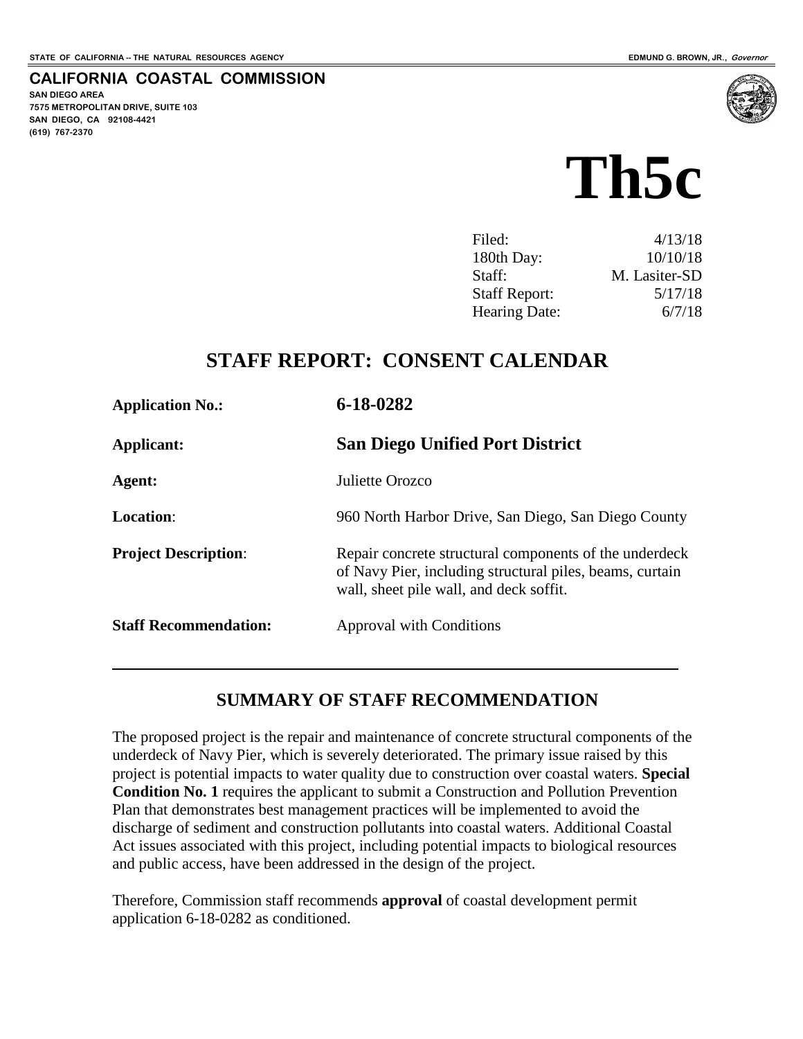STATE OF CALIFORNIA -- THE NATURAL RESOURCES AGENCY

EDMUND G. BROWN, JR., *Governor*

**CALIFORNIA COASTAL COMMISSION**

**SAN DIEGO AREA**
**7575 METROPOLITAN DRIVE, SUITE 103**
**SAN DIEGO, CA 92108-4421**
**(619) 767-2370**

# Th5c

| | |
|---|---|
| Filed: | 4/13/18 |
| 180th Day: | 10/10/18 |
| Staff: | M. Lasiter-SD |
| Staff Report: | 5/17/18 |
| Hearing Date: | 6/7/18 |

## STAFF REPORT: CONSENT CALENDAR

| | |
|---|---|
| **Application No.:** | **6-18-0282** |
| **Applicant:** | **San Diego Unified Port District** |
| **Agent:** | Juliette Orozco |
| **Location**: | 960 North Harbor Drive, San Diego, San Diego County |
| **Project Description**: | Repair concrete structural components of the underdeck of Navy Pier, including structural piles, beams, curtain wall, sheet pile wall, and deck soffit. |
| **Staff Recommendation:** | Approval with Conditions |

## SUMMARY OF STAFF RECOMMENDATION

The proposed project is the repair and maintenance of concrete structural components of the underdeck of Navy Pier, which is severely deteriorated. The primary issue raised by this project is potential impacts to water quality due to construction over coastal waters. **Special Condition No. 1** requires the applicant to submit a Construction and Pollution Prevention Plan that demonstrates best management practices will be implemented to avoid the discharge of sediment and construction pollutants into coastal waters. Additional Coastal Act issues associated with this project, including potential impacts to biological resources and public access, have been addressed in the design of the project.

Therefore, Commission staff recommends **approval** of coastal development permit application 6-18-0282 as conditioned.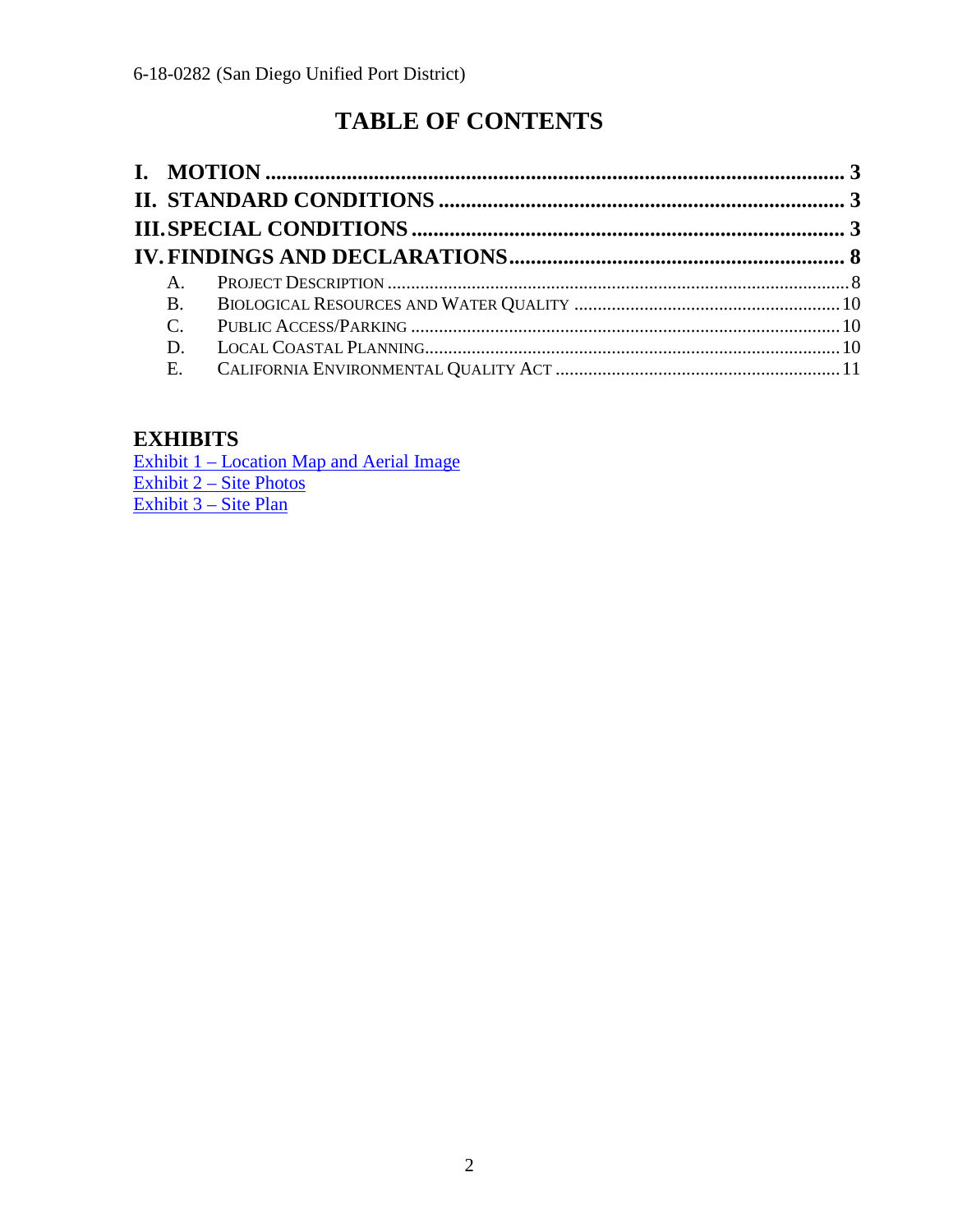# TABLE OF CONTENTS

**I. MOTION** ........................................................................................................ **3**

**II. STANDARD CONDITIONS** ........................................................................ **3**

**III. SPECIAL CONDITIONS** ............................................................................ **3**

**IV. FINDINGS AND DECLARATIONS** .......................................................... **8**

- A. Project Description ........................................................................................ 8
- B. Biological Resources and Water Quality ....................................................... 10
- C. Public Access/Parking ..................................................................................... 10
- D. Local Coastal Planning ................................................................................... 10
- E. California Environmental Quality Act ........................................................... 11

## EXHIBITS

Exhibit 1 – Location Map and Aerial Image
Exhibit 2 – Site Photos
Exhibit 3 – Site Plan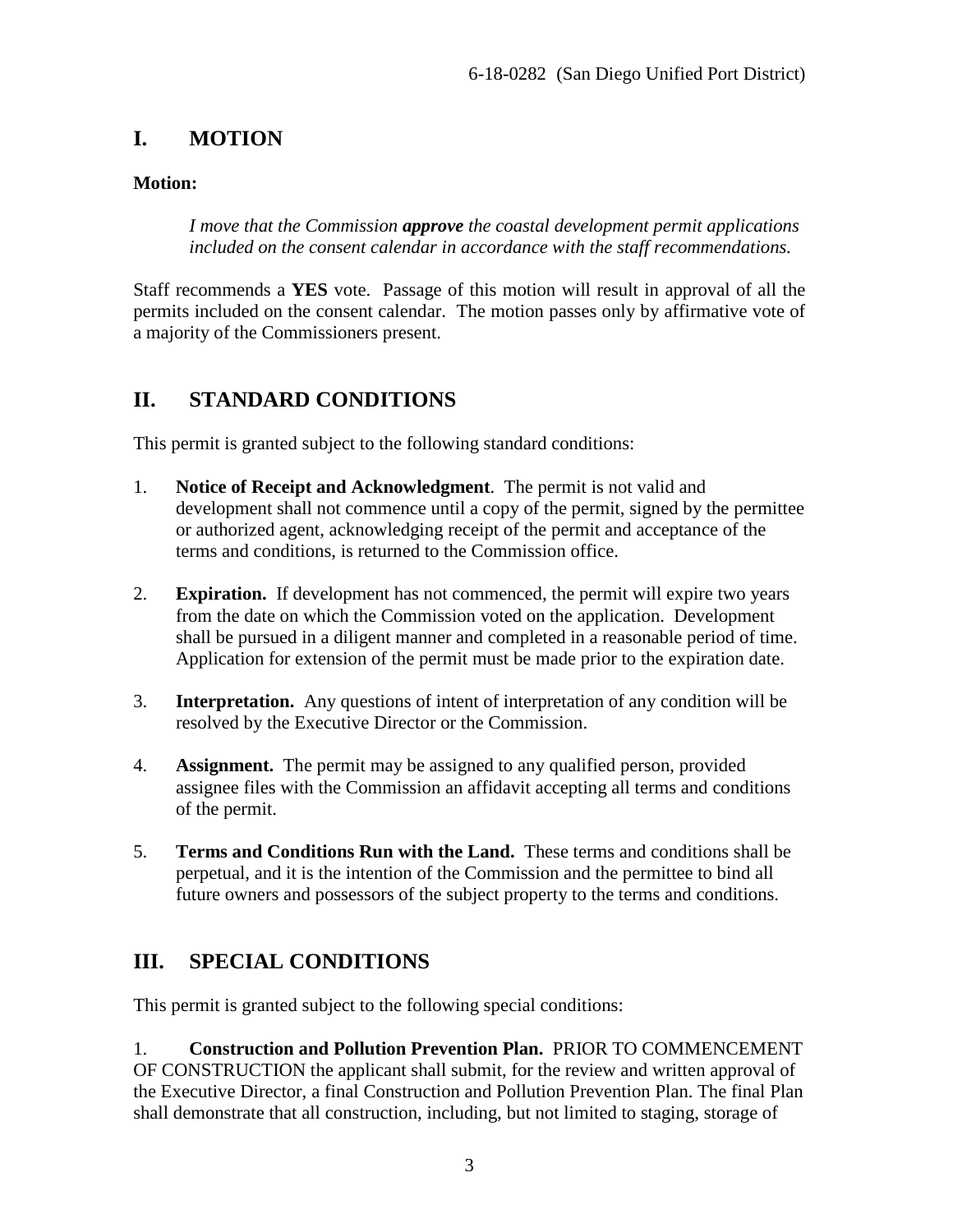## I. MOTION

**Motion:**

> *I move that the Commission* ***approve*** *the coastal development permit applications included on the consent calendar in accordance with the staff recommendations.*

Staff recommends a **YES** vote. Passage of this motion will result in approval of all the permits included on the consent calendar. The motion passes only by affirmative vote of a majority of the Commissioners present.

## II. STANDARD CONDITIONS

This permit is granted subject to the following standard conditions:

1. **Notice of Receipt and Acknowledgment**. The permit is not valid and development shall not commence until a copy of the permit, signed by the permittee or authorized agent, acknowledging receipt of the permit and acceptance of the terms and conditions, is returned to the Commission office.

2. **Expiration.** If development has not commenced, the permit will expire two years from the date on which the Commission voted on the application. Development shall be pursued in a diligent manner and completed in a reasonable period of time. Application for extension of the permit must be made prior to the expiration date.

3. **Interpretation.** Any questions of intent of interpretation of any condition will be resolved by the Executive Director or the Commission.

4. **Assignment.** The permit may be assigned to any qualified person, provided assignee files with the Commission an affidavit accepting all terms and conditions of the permit.

5. **Terms and Conditions Run with the Land.** These terms and conditions shall be perpetual, and it is the intention of the Commission and the permittee to bind all future owners and possessors of the subject property to the terms and conditions.

## III. SPECIAL CONDITIONS

This permit is granted subject to the following special conditions:

1. **Construction and Pollution Prevention Plan.** PRIOR TO COMMENCEMENT OF CONSTRUCTION the applicant shall submit, for the review and written approval of the Executive Director, a final Construction and Pollution Prevention Plan. The final Plan shall demonstrate that all construction, including, but not limited to staging, storage of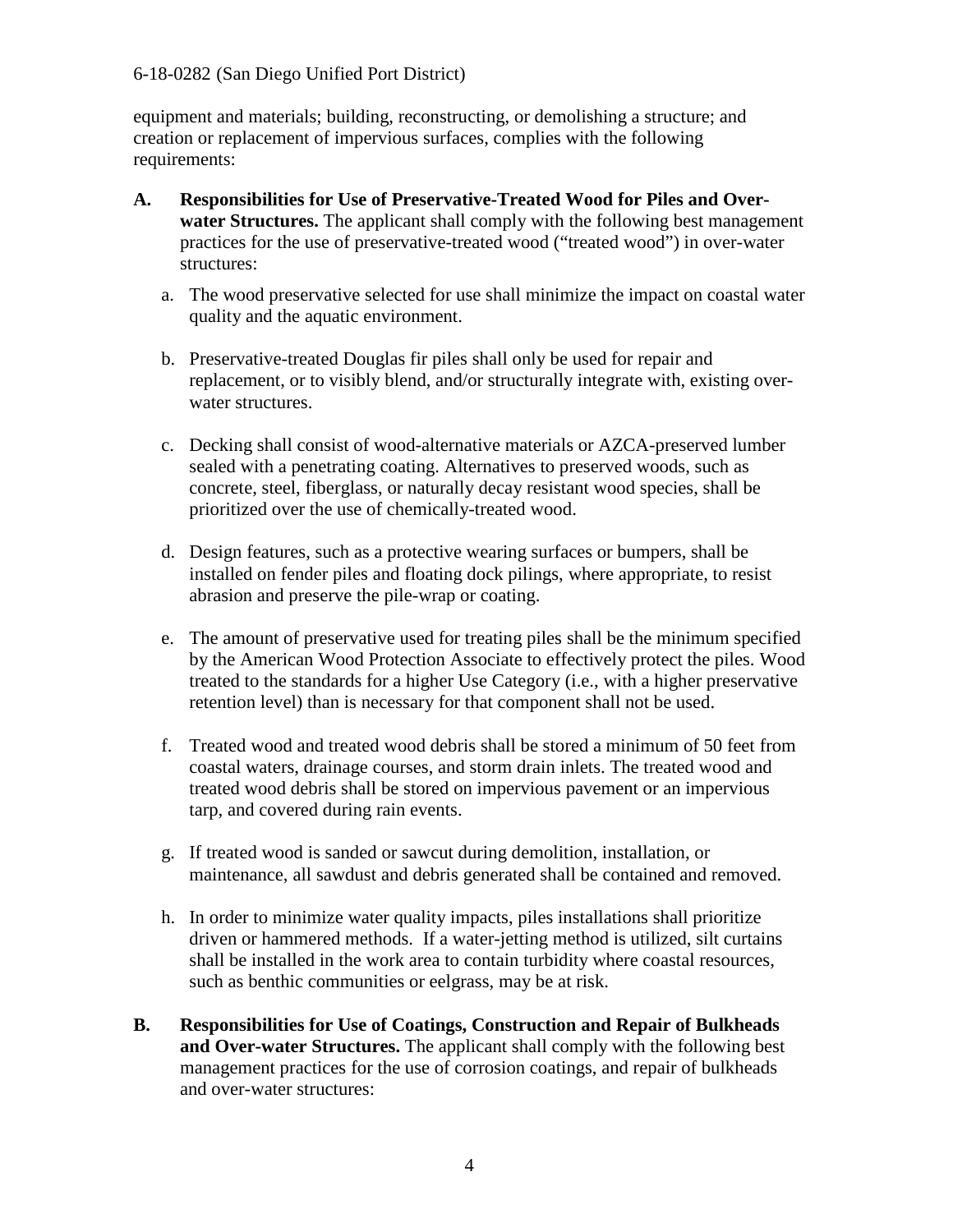equipment and materials; building, reconstructing, or demolishing a structure; and creation or replacement of impervious surfaces, complies with the following requirements:

**A. Responsibilities for Use of Preservative-Treated Wood for Piles and Over-water Structures.** The applicant shall comply with the following best management practices for the use of preservative-treated wood ("treated wood") in over-water structures:

a. The wood preservative selected for use shall minimize the impact on coastal water quality and the aquatic environment.

b. Preservative-treated Douglas fir piles shall only be used for repair and replacement, or to visibly blend, and/or structurally integrate with, existing over-water structures.

c. Decking shall consist of wood-alternative materials or AZCA-preserved lumber sealed with a penetrating coating. Alternatives to preserved woods, such as concrete, steel, fiberglass, or naturally decay resistant wood species, shall be prioritized over the use of chemically-treated wood.

d. Design features, such as a protective wearing surfaces or bumpers, shall be installed on fender piles and floating dock pilings, where appropriate, to resist abrasion and preserve the pile-wrap or coating.

e. The amount of preservative used for treating piles shall be the minimum specified by the American Wood Protection Associate to effectively protect the piles. Wood treated to the standards for a higher Use Category (i.e., with a higher preservative retention level) than is necessary for that component shall not be used.

f. Treated wood and treated wood debris shall be stored a minimum of 50 feet from coastal waters, drainage courses, and storm drain inlets. The treated wood and treated wood debris shall be stored on impervious pavement or an impervious tarp, and covered during rain events.

g. If treated wood is sanded or sawcut during demolition, installation, or maintenance, all sawdust and debris generated shall be contained and removed.

h. In order to minimize water quality impacts, piles installations shall prioritize driven or hammered methods. If a water-jetting method is utilized, silt curtains shall be installed in the work area to contain turbidity where coastal resources, such as benthic communities or eelgrass, may be at risk.

**B. Responsibilities for Use of Coatings, Construction and Repair of Bulkheads and Over-water Structures.** The applicant shall comply with the following best management practices for the use of corrosion coatings, and repair of bulkheads and over-water structures: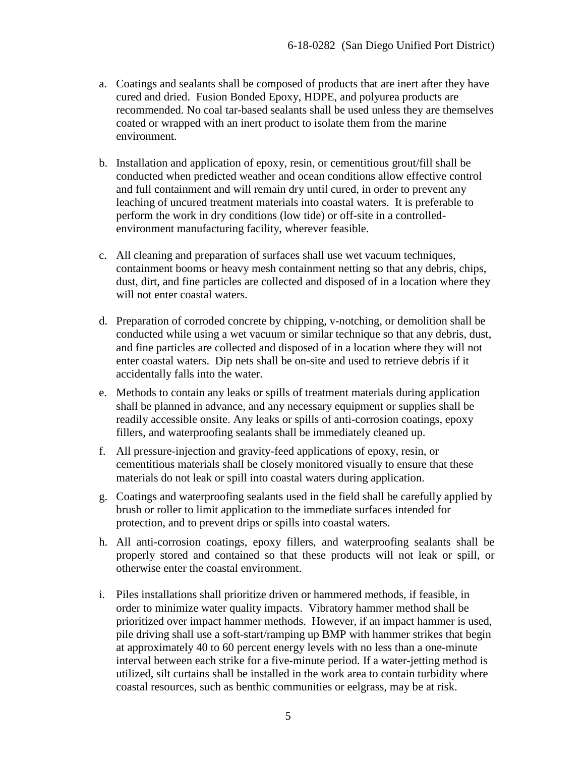a. Coatings and sealants shall be composed of products that are inert after they have cured and dried. Fusion Bonded Epoxy, HDPE, and polyurea products are recommended. No coal tar-based sealants shall be used unless they are themselves coated or wrapped with an inert product to isolate them from the marine environment.

b. Installation and application of epoxy, resin, or cementitious grout/fill shall be conducted when predicted weather and ocean conditions allow effective control and full containment and will remain dry until cured, in order to prevent any leaching of uncured treatment materials into coastal waters. It is preferable to perform the work in dry conditions (low tide) or off-site in a controlled-environment manufacturing facility, wherever feasible.

c. All cleaning and preparation of surfaces shall use wet vacuum techniques, containment booms or heavy mesh containment netting so that any debris, chips, dust, dirt, and fine particles are collected and disposed of in a location where they will not enter coastal waters.

d. Preparation of corroded concrete by chipping, v-notching, or demolition shall be conducted while using a wet vacuum or similar technique so that any debris, dust, and fine particles are collected and disposed of in a location where they will not enter coastal waters. Dip nets shall be on-site and used to retrieve debris if it accidentally falls into the water.

e. Methods to contain any leaks or spills of treatment materials during application shall be planned in advance, and any necessary equipment or supplies shall be readily accessible onsite. Any leaks or spills of anti-corrosion coatings, epoxy fillers, and waterproofing sealants shall be immediately cleaned up.

f. All pressure-injection and gravity-feed applications of epoxy, resin, or cementitious materials shall be closely monitored visually to ensure that these materials do not leak or spill into coastal waters during application.

g. Coatings and waterproofing sealants used in the field shall be carefully applied by brush or roller to limit application to the immediate surfaces intended for protection, and to prevent drips or spills into coastal waters.

h. All anti-corrosion coatings, epoxy fillers, and waterproofing sealants shall be properly stored and contained so that these products will not leak or spill, or otherwise enter the coastal environment.

i. Piles installations shall prioritize driven or hammered methods, if feasible, in order to minimize water quality impacts. Vibratory hammer method shall be prioritized over impact hammer methods. However, if an impact hammer is used, pile driving shall use a soft-start/ramping up BMP with hammer strikes that begin at approximately 40 to 60 percent energy levels with no less than a one-minute interval between each strike for a five-minute period. If a water-jetting method is utilized, silt curtains shall be installed in the work area to contain turbidity where coastal resources, such as benthic communities or eelgrass, may be at risk.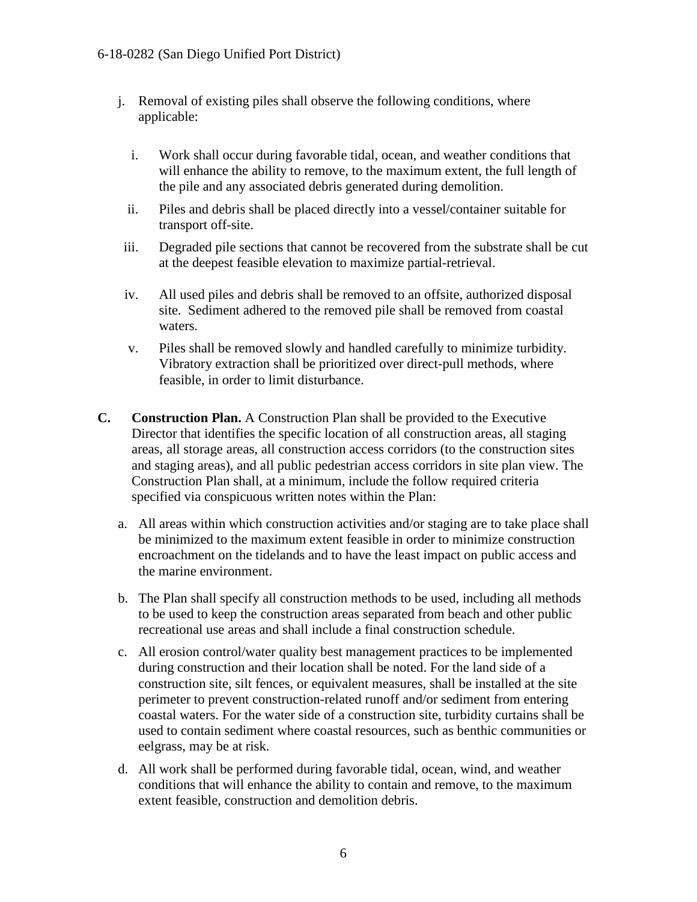j. Removal of existing piles shall observe the following conditions, where applicable:

   i. Work shall occur during favorable tidal, ocean, and weather conditions that will enhance the ability to remove, to the maximum extent, the full length of the pile and any associated debris generated during demolition.

   ii. Piles and debris shall be placed directly into a vessel/container suitable for transport off-site.

   iii. Degraded pile sections that cannot be recovered from the substrate shall be cut at the deepest feasible elevation to maximize partial-retrieval.

   iv. All used piles and debris shall be removed to an offsite, authorized disposal site. Sediment adhered to the removed pile shall be removed from coastal waters.

   v. Piles shall be removed slowly and handled carefully to minimize turbidity. Vibratory extraction shall be prioritized over direct-pull methods, where feasible, in order to limit disturbance.

**C. Construction Plan.** A Construction Plan shall be provided to the Executive Director that identifies the specific location of all construction areas, all staging areas, all storage areas, all construction access corridors (to the construction sites and staging areas), and all public pedestrian access corridors in site plan view. The Construction Plan shall, at a minimum, include the follow required criteria specified via conspicuous written notes within the Plan:

a. All areas within which construction activities and/or staging are to take place shall be minimized to the maximum extent feasible in order to minimize construction encroachment on the tidelands and to have the least impact on public access and the marine environment.

b. The Plan shall specify all construction methods to be used, including all methods to be used to keep the construction areas separated from beach and other public recreational use areas and shall include a final construction schedule.

c. All erosion control/water quality best management practices to be implemented during construction and their location shall be noted. For the land side of a construction site, silt fences, or equivalent measures, shall be installed at the site perimeter to prevent construction-related runoff and/or sediment from entering coastal waters. For the water side of a construction site, turbidity curtains shall be used to contain sediment where coastal resources, such as benthic communities or eelgrass, may be at risk.

d. All work shall be performed during favorable tidal, ocean, wind, and weather conditions that will enhance the ability to contain and remove, to the maximum extent feasible, construction and demolition debris.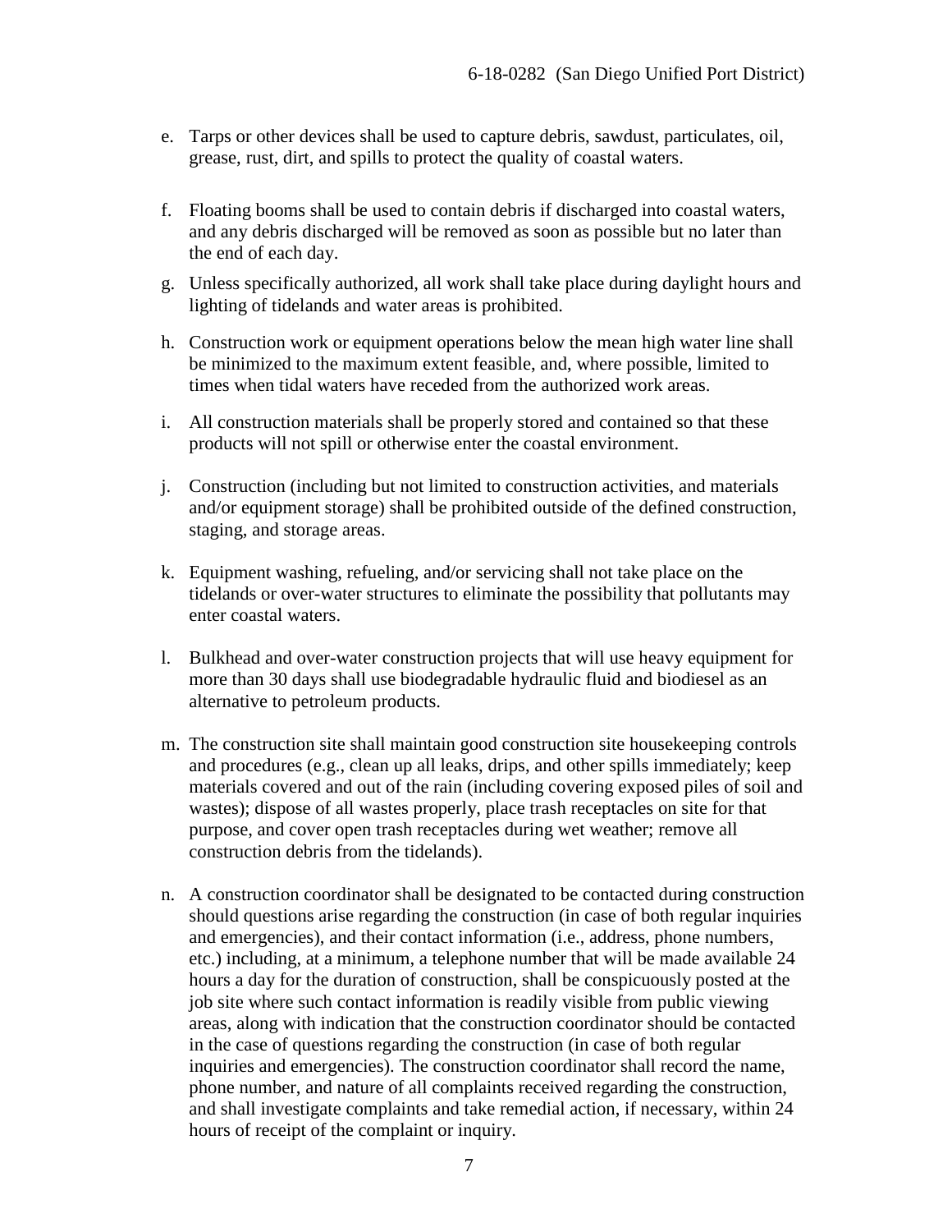e. Tarps or other devices shall be used to capture debris, sawdust, particulates, oil, grease, rust, dirt, and spills to protect the quality of coastal waters.

f. Floating booms shall be used to contain debris if discharged into coastal waters, and any debris discharged will be removed as soon as possible but no later than the end of each day.

g. Unless specifically authorized, all work shall take place during daylight hours and lighting of tidelands and water areas is prohibited.

h. Construction work or equipment operations below the mean high water line shall be minimized to the maximum extent feasible, and, where possible, limited to times when tidal waters have receded from the authorized work areas.

i. All construction materials shall be properly stored and contained so that these products will not spill or otherwise enter the coastal environment.

j. Construction (including but not limited to construction activities, and materials and/or equipment storage) shall be prohibited outside of the defined construction, staging, and storage areas.

k. Equipment washing, refueling, and/or servicing shall not take place on the tidelands or over-water structures to eliminate the possibility that pollutants may enter coastal waters.

l. Bulkhead and over-water construction projects that will use heavy equipment for more than 30 days shall use biodegradable hydraulic fluid and biodiesel as an alternative to petroleum products.

m. The construction site shall maintain good construction site housekeeping controls and procedures (e.g., clean up all leaks, drips, and other spills immediately; keep materials covered and out of the rain (including covering exposed piles of soil and wastes); dispose of all wastes properly, place trash receptacles on site for that purpose, and cover open trash receptacles during wet weather; remove all construction debris from the tidelands).

n. A construction coordinator shall be designated to be contacted during construction should questions arise regarding the construction (in case of both regular inquiries and emergencies), and their contact information (i.e., address, phone numbers, etc.) including, at a minimum, a telephone number that will be made available 24 hours a day for the duration of construction, shall be conspicuously posted at the job site where such contact information is readily visible from public viewing areas, along with indication that the construction coordinator should be contacted in the case of questions regarding the construction (in case of both regular inquiries and emergencies). The construction coordinator shall record the name, phone number, and nature of all complaints received regarding the construction, and shall investigate complaints and take remedial action, if necessary, within 24 hours of receipt of the complaint or inquiry.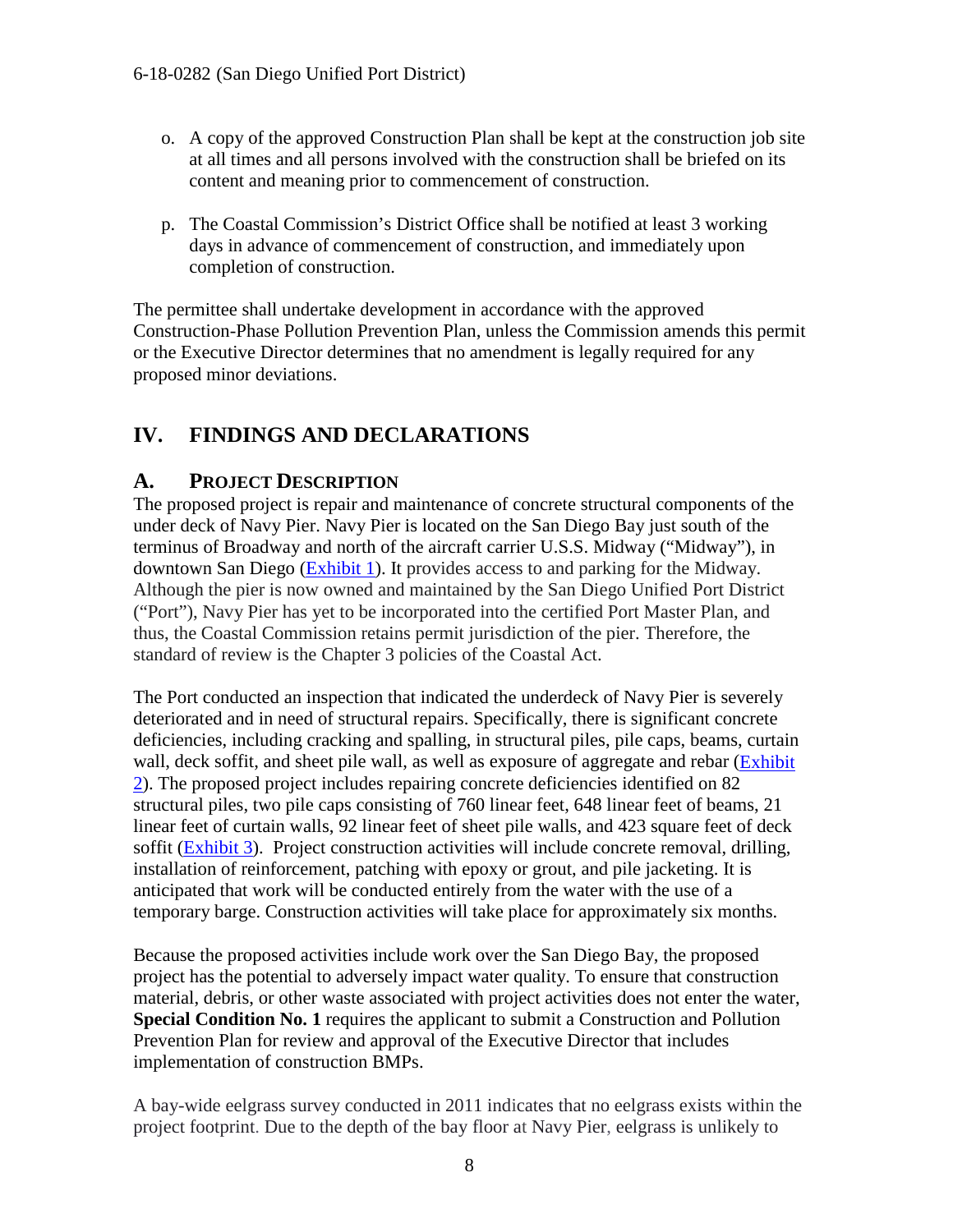o. A copy of the approved Construction Plan shall be kept at the construction job site at all times and all persons involved with the construction shall be briefed on its content and meaning prior to commencement of construction.

p. The Coastal Commission's District Office shall be notified at least 3 working days in advance of commencement of construction, and immediately upon completion of construction.

The permittee shall undertake development in accordance with the approved Construction-Phase Pollution Prevention Plan, unless the Commission amends this permit or the Executive Director determines that no amendment is legally required for any proposed minor deviations.

## IV. FINDINGS AND DECLARATIONS

### A. PROJECT DESCRIPTION

The proposed project is repair and maintenance of concrete structural components of the under deck of Navy Pier. Navy Pier is located on the San Diego Bay just south of the terminus of Broadway and north of the aircraft carrier U.S.S. Midway ("Midway"), in downtown San Diego (Exhibit 1). It provides access to and parking for the Midway. Although the pier is now owned and maintained by the San Diego Unified Port District ("Port"), Navy Pier has yet to be incorporated into the certified Port Master Plan, and thus, the Coastal Commission retains permit jurisdiction of the pier. Therefore, the standard of review is the Chapter 3 policies of the Coastal Act.

The Port conducted an inspection that indicated the underdeck of Navy Pier is severely deteriorated and in need of structural repairs. Specifically, there is significant concrete deficiencies, including cracking and spalling, in structural piles, pile caps, beams, curtain wall, deck soffit, and sheet pile wall, as well as exposure of aggregate and rebar (Exhibit 2). The proposed project includes repairing concrete deficiencies identified on 82 structural piles, two pile caps consisting of 760 linear feet, 648 linear feet of beams, 21 linear feet of curtain walls, 92 linear feet of sheet pile walls, and 423 square feet of deck soffit (Exhibit 3). Project construction activities will include concrete removal, drilling, installation of reinforcement, patching with epoxy or grout, and pile jacketing. It is anticipated that work will be conducted entirely from the water with the use of a temporary barge. Construction activities will take place for approximately six months.

Because the proposed activities include work over the San Diego Bay, the proposed project has the potential to adversely impact water quality. To ensure that construction material, debris, or other waste associated with project activities does not enter the water, **Special Condition No. 1** requires the applicant to submit a Construction and Pollution Prevention Plan for review and approval of the Executive Director that includes implementation of construction BMPs.

A bay-wide eelgrass survey conducted in 2011 indicates that no eelgrass exists within the project footprint. Due to the depth of the bay floor at Navy Pier, eelgrass is unlikely to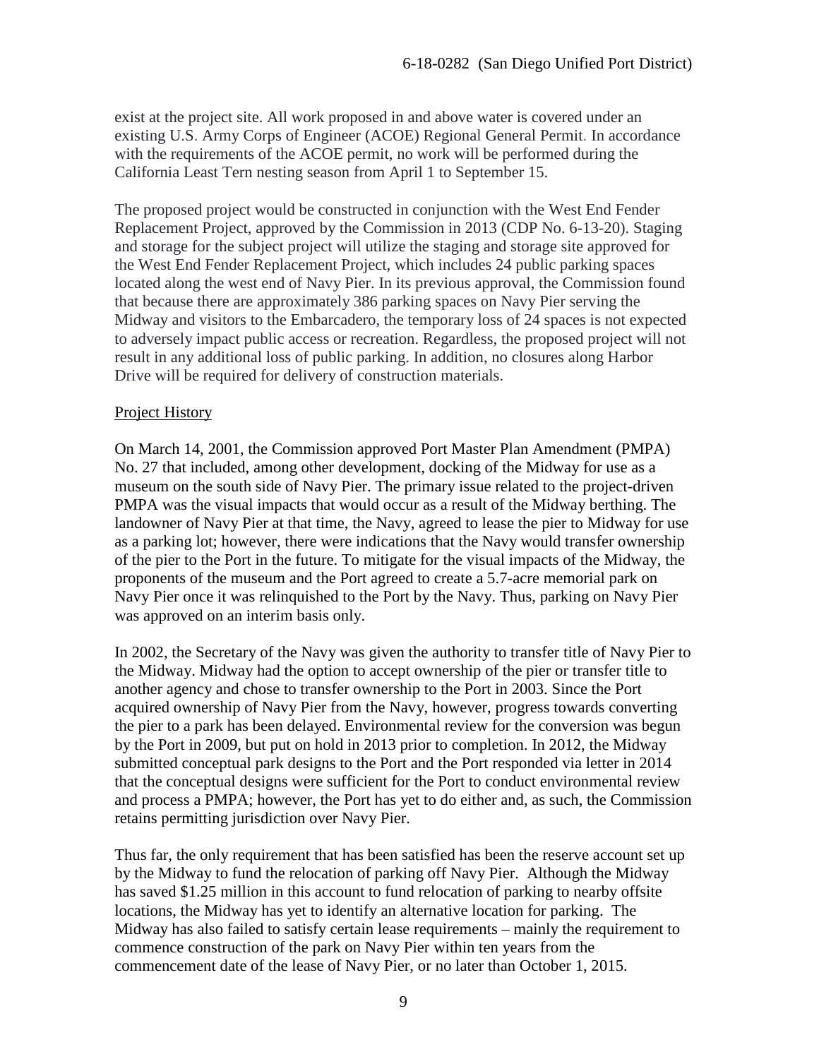exist at the project site. All work proposed in and above water is covered under an existing U.S. Army Corps of Engineer (ACOE) Regional General Permit. In accordance with the requirements of the ACOE permit, no work will be performed during the California Least Tern nesting season from April 1 to September 15.

The proposed project would be constructed in conjunction with the West End Fender Replacement Project, approved by the Commission in 2013 (CDP No. 6-13-20). Staging and storage for the subject project will utilize the staging and storage site approved for the West End Fender Replacement Project, which includes 24 public parking spaces located along the west end of Navy Pier. In its previous approval, the Commission found that because there are approximately 386 parking spaces on Navy Pier serving the Midway and visitors to the Embarcadero, the temporary loss of 24 spaces is not expected to adversely impact public access or recreation. Regardless, the proposed project will not result in any additional loss of public parking. In addition, no closures along Harbor Drive will be required for delivery of construction materials.

<u>Project History</u>

On March 14, 2001, the Commission approved Port Master Plan Amendment (PMPA) No. 27 that included, among other development, docking of the Midway for use as a museum on the south side of Navy Pier. The primary issue related to the project-driven PMPA was the visual impacts that would occur as a result of the Midway berthing. The landowner of Navy Pier at that time, the Navy, agreed to lease the pier to Midway for use as a parking lot; however, there were indications that the Navy would transfer ownership of the pier to the Port in the future. To mitigate for the visual impacts of the Midway, the proponents of the museum and the Port agreed to create a 5.7-acre memorial park on Navy Pier once it was relinquished to the Port by the Navy. Thus, parking on Navy Pier was approved on an interim basis only.

In 2002, the Secretary of the Navy was given the authority to transfer title of Navy Pier to the Midway. Midway had the option to accept ownership of the pier or transfer title to another agency and chose to transfer ownership to the Port in 2003. Since the Port acquired ownership of Navy Pier from the Navy, however, progress towards converting the pier to a park has been delayed. Environmental review for the conversion was begun by the Port in 2009, but put on hold in 2013 prior to completion. In 2012, the Midway submitted conceptual park designs to the Port and the Port responded via letter in 2014 that the conceptual designs were sufficient for the Port to conduct environmental review and process a PMPA; however, the Port has yet to do either and, as such, the Commission retains permitting jurisdiction over Navy Pier.

Thus far, the only requirement that has been satisfied has been the reserve account set up by the Midway to fund the relocation of parking off Navy Pier. Although the Midway has saved $1.25 million in this account to fund relocation of parking to nearby offsite locations, the Midway has yet to identify an alternative location for parking. The Midway has also failed to satisfy certain lease requirements – mainly the requirement to commence construction of the park on Navy Pier within ten years from the commencement date of the lease of Navy Pier, or no later than October 1, 2015.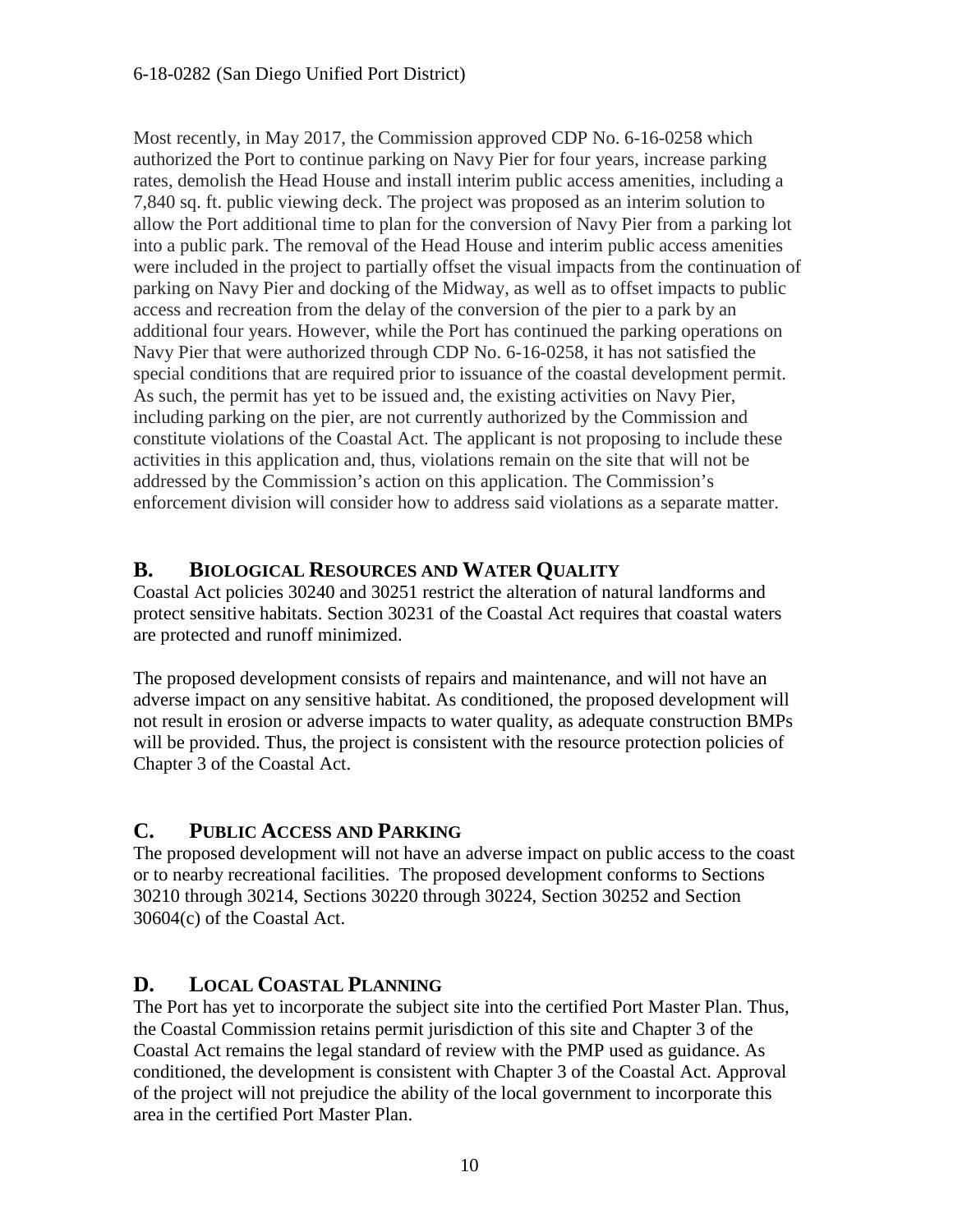Most recently, in May 2017, the Commission approved CDP No. 6-16-0258 which authorized the Port to continue parking on Navy Pier for four years, increase parking rates, demolish the Head House and install interim public access amenities, including a 7,840 sq. ft. public viewing deck. The project was proposed as an interim solution to allow the Port additional time to plan for the conversion of Navy Pier from a parking lot into a public park. The removal of the Head House and interim public access amenities were included in the project to partially offset the visual impacts from the continuation of parking on Navy Pier and docking of the Midway, as well as to offset impacts to public access and recreation from the delay of the conversion of the pier to a park by an additional four years. However, while the Port has continued the parking operations on Navy Pier that were authorized through CDP No. 6-16-0258, it has not satisfied the special conditions that are required prior to issuance of the coastal development permit. As such, the permit has yet to be issued and, the existing activities on Navy Pier, including parking on the pier, are not currently authorized by the Commission and constitute violations of the Coastal Act. The applicant is not proposing to include these activities in this application and, thus, violations remain on the site that will not be addressed by the Commission's action on this application. The Commission's enforcement division will consider how to address said violations as a separate matter.

## B. BIOLOGICAL RESOURCES AND WATER QUALITY

Coastal Act policies 30240 and 30251 restrict the alteration of natural landforms and protect sensitive habitats. Section 30231 of the Coastal Act requires that coastal waters are protected and runoff minimized.

The proposed development consists of repairs and maintenance, and will not have an adverse impact on any sensitive habitat. As conditioned, the proposed development will not result in erosion or adverse impacts to water quality, as adequate construction BMPs will be provided. Thus, the project is consistent with the resource protection policies of Chapter 3 of the Coastal Act.

## C. PUBLIC ACCESS AND PARKING

The proposed development will not have an adverse impact on public access to the coast or to nearby recreational facilities. The proposed development conforms to Sections 30210 through 30214, Sections 30220 through 30224, Section 30252 and Section 30604(c) of the Coastal Act.

## D. LOCAL COASTAL PLANNING

The Port has yet to incorporate the subject site into the certified Port Master Plan. Thus, the Coastal Commission retains permit jurisdiction of this site and Chapter 3 of the Coastal Act remains the legal standard of review with the PMP used as guidance. As conditioned, the development is consistent with Chapter 3 of the Coastal Act. Approval of the project will not prejudice the ability of the local government to incorporate this area in the certified Port Master Plan.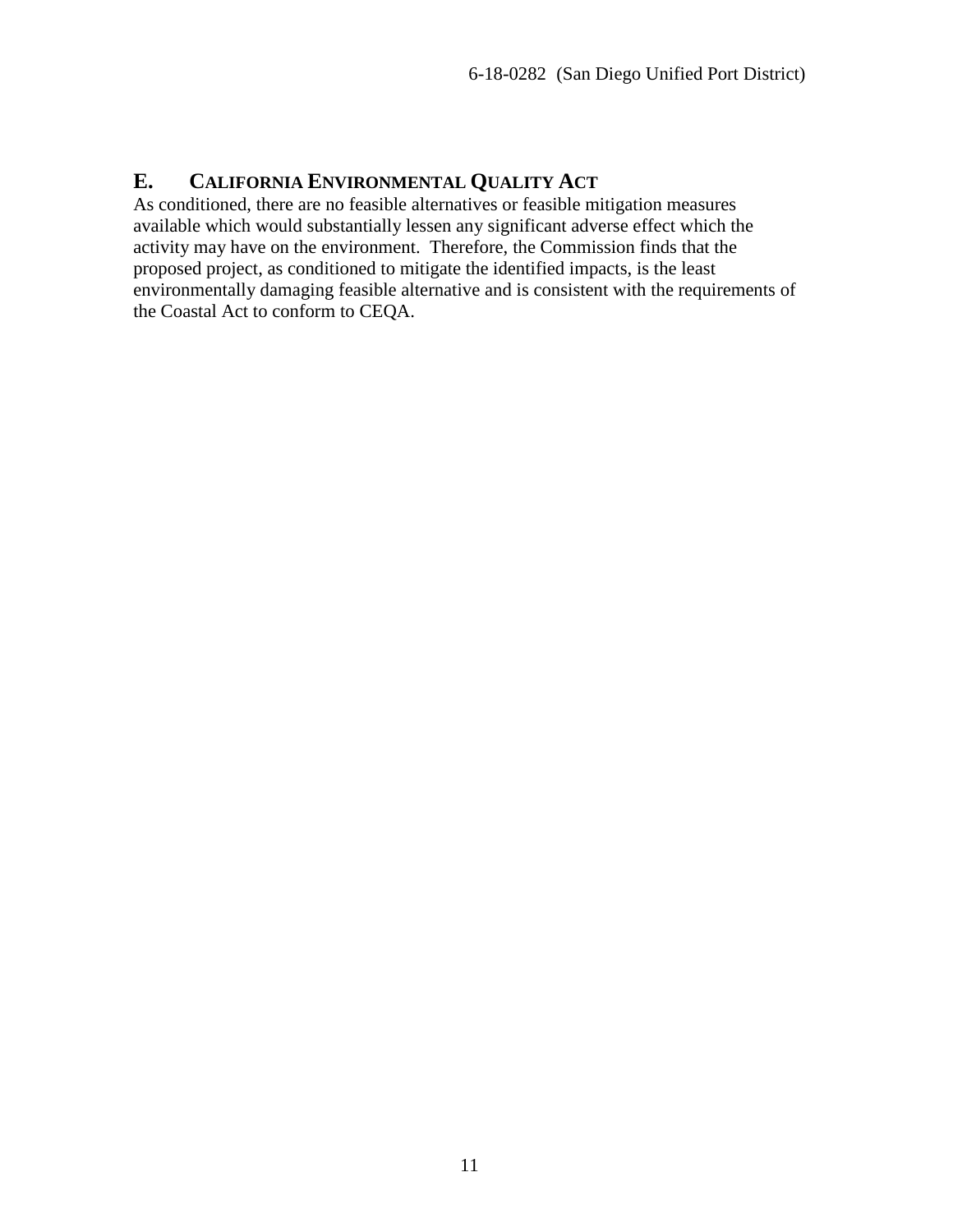## E. California Environmental Quality Act

As conditioned, there are no feasible alternatives or feasible mitigation measures available which would substantially lessen any significant adverse effect which the activity may have on the environment. Therefore, the Commission finds that the proposed project, as conditioned to mitigate the identified impacts, is the least environmentally damaging feasible alternative and is consistent with the requirements of the Coastal Act to conform to CEQA.